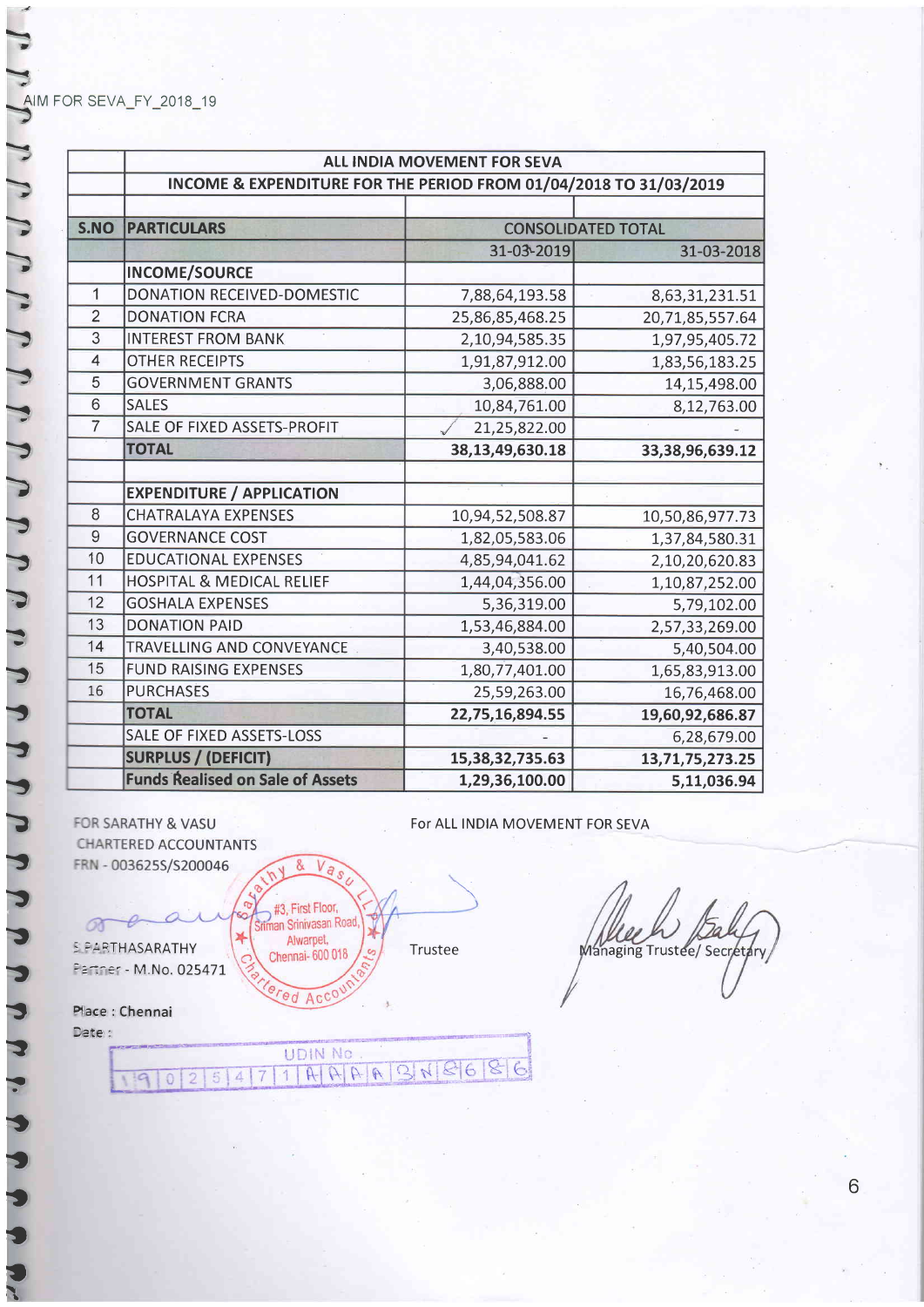AIM FOR SEVA_FY_2018_19

| | ALL INDIA MOVEMENT FOR SEVA | | |
|---|---|---|---|
| | INCOME & EXPENDITURE FOR THE PERIOD FROM 01/04/2018 TO 31/03/2019 | | |
| | | | |
| **S.NO** | **PARTICULARS** | CONSOLIDATED TOTAL | |
| | | 31-03-2019 | 31-03-2018 |
| | **INCOME/SOURCE** | | |
| 1 | DONATION RECEIVED-DOMESTIC | 7,88,64,193.58 | 8,63,31,231.51 |
| 2 | DONATION FCRA | 25,86,85,468.25 | 20,71,85,557.64 |
| 3 | INTEREST FROM BANK | 2,10,94,585.35 | 1,97,95,405.72 |
| 4 | OTHER RECEIPTS | 1,91,87,912.00 | 1,83,56,183.25 |
| 5 | GOVERNMENT GRANTS | 3,06,888.00 | 14,15,498.00 |
| 6 | SALES | 10,84,761.00 | 8,12,763.00 |
| 7 | SALE OF FIXED ASSETS-PROFIT | 21,25,822.00 | - |
| | **TOTAL** | **38,13,49,630.18** | **33,38,96,639.12** |
| | | | |
| | **EXPENDITURE / APPLICATION** | | |
| 8 | CHATRALAYA EXPENSES | 10,94,52,508.87 | 10,50,86,977.73 |
| 9 | GOVERNANCE COST | 1,82,05,583.06 | 1,37,84,580.31 |
| 10 | EDUCATIONAL EXPENSES | 4,85,94,041.62 | 2,10,20,620.83 |
| 11 | HOSPITAL & MEDICAL RELIEF | 1,44,04,356.00 | 1,10,87,252.00 |
| 12 | GOSHALA EXPENSES | 5,36,319.00 | 5,79,102.00 |
| 13 | DONATION PAID | 1,53,46,884.00 | 2,57,33,269.00 |
| 14 | TRAVELLING AND CONVEYANCE | 3,40,538.00 | 5,40,504.00 |
| 15 | FUND RAISING EXPENSES | 1,80,77,401.00 | 1,65,83,913.00 |
| 16 | PURCHASES | 25,59,263.00 | 16,76,468.00 |
| | **TOTAL** | **22,75,16,894.55** | **19,60,92,686.87** |
| | SALE OF FIXED ASSETS-LOSS | - | 6,28,679.00 |
| | **SURPLUS / (DEFICIT)** | **15,38,32,735.63** | **13,71,75,273.25** |
| | **Funds Realised on Sale of Assets** | **1,29,36,100.00** | **5,11,036.94** |

FOR SARATHY & VASU
CHARTERED ACCOUNTANTS
FRN - 003625S/S200046

S.PARTHASARATHY
Partner - M.No. 025471

Place : Chennai
Date :

UDIN No. 19025471AAAABN8686

For ALL INDIA MOVEMENT FOR SEVA

Trustee

Managing Trustee/ Secretary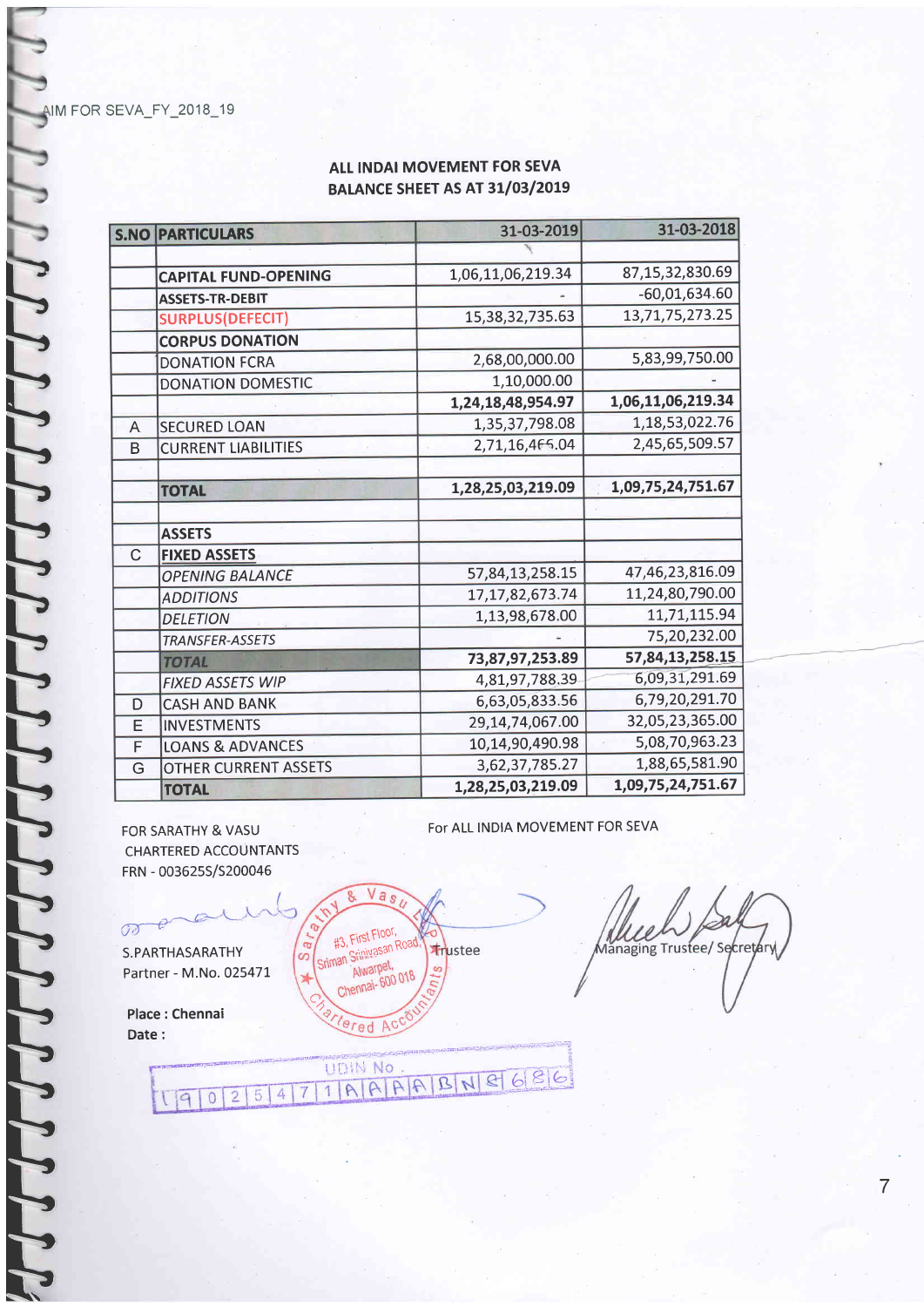## ALL INDAI MOVEMENT FOR SEVA
## BALANCE SHEET AS AT 31/03/2019

| S.NO | PARTICULARS | 31-03-2019 | 31-03-2018 |
|---|---|---|---|
| | | | |
| | **CAPITAL FUND-OPENING** | 1,06,11,06,219.34 | 87,15,32,830.69 |
| | **ASSETS-TR-DEBIT** | - | -60,01,634.60 |
| | **SURPLUS(DEFECIT)** | 15,38,32,735.63 | 13,71,75,273.25 |
| | **CORPUS DONATION** | | |
| | DONATION FCRA | 2,68,00,000.00 | 5,83,99,750.00 |
| | DONATION DOMESTIC | 1,10,000.00 | - |
| | | **1,24,18,48,954.97** | **1,06,11,06,219.34** |
| A | SECURED LOAN | 1,35,37,798.08 | 1,18,53,022.76 |
| B | CURRENT LIABILITIES | 2,71,16,465.04 | 2,45,65,509.57 |
| | | | |
| | **TOTAL** | **1,28,25,03,219.09** | **1,09,75,24,751.67** |
| | | | |
| | **ASSETS** | | |
| C | **FIXED ASSETS** | | |
| | *OPENING BALANCE* | 57,84,13,258.15 | 47,46,23,816.09 |
| | *ADDITIONS* | 17,17,82,673.74 | 11,24,80,790.00 |
| | *DELETION* | 1,13,98,678.00 | 11,71,115.94 |
| | *TRANSFER-ASSETS* | - | 75,20,232.00 |
| | ***TOTAL*** | **73,87,97,253.89** | **57,84,13,258.15** |
| | *FIXED ASSETS WIP* | 4,81,97,788.39 | 6,09,31,291.69 |
| D | CASH AND BANK | 6,63,05,833.56 | 6,79,20,291.70 |
| E | INVESTMENTS | 29,14,74,067.00 | 32,05,23,365.00 |
| F | LOANS & ADVANCES | 10,14,90,490.98 | 5,08,70,963.23 |
| G | OTHER CURRENT ASSETS | 3,62,37,785.27 | 1,88,65,581.90 |
| | **TOTAL** | **1,28,25,03,219.09** | **1,09,75,24,751.67** |

FOR SARATHY & VASU
CHARTERED ACCOUNTANTS
FRN - 003625S/S200046

S.PARTHASARATHY
Partner - M.No. 025471

Place : Chennai
Date :

Sarathy & Vasu, #3, First Floor, Sriman Srinivasan Road, Alwarpet, Chennai- 600 018, Chartered Accountants

UDIN No. 19025471AAAABN6686

For ALL INDIA MOVEMENT FOR SEVA

Trustee

Managing Trustee/ Secretary